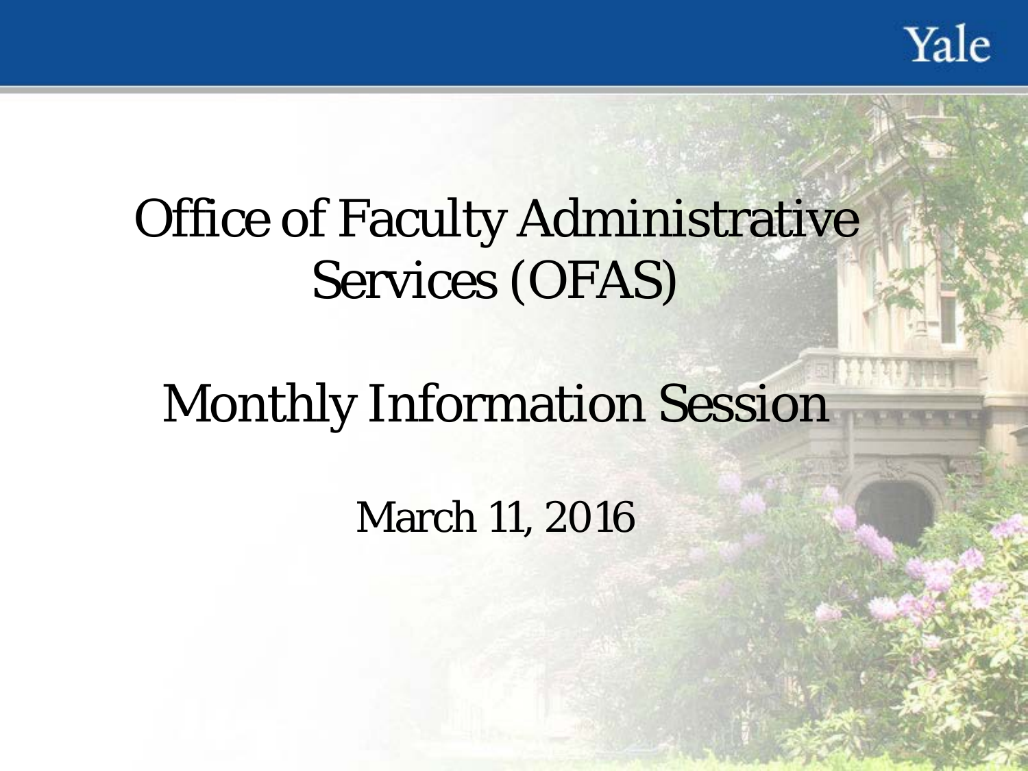# Office of Faculty Administrative Services (OFAS)

## Monthly Information Session

March 11, 2016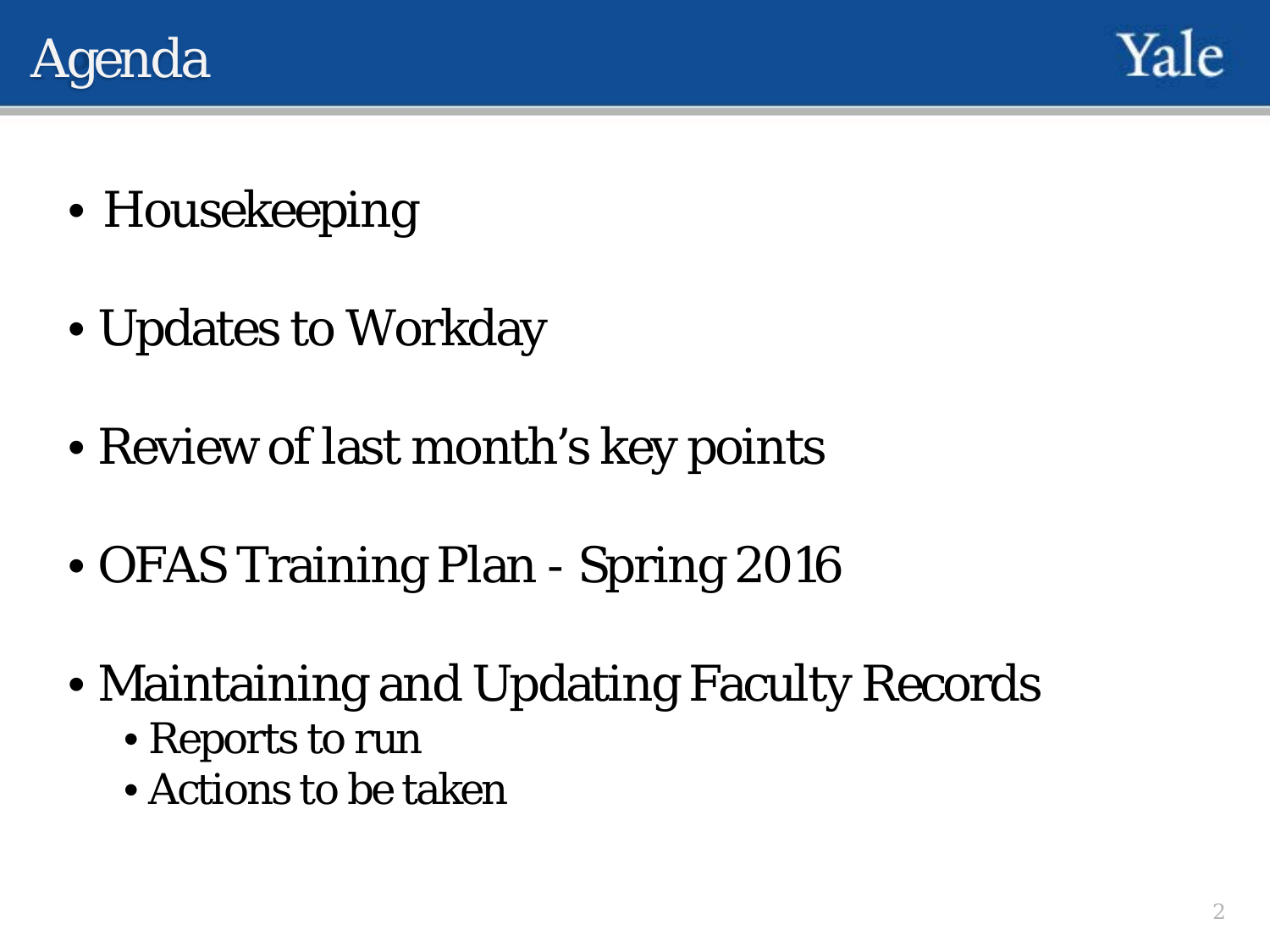# Agenda

- Housekeeping
- Updates to Workday
- Review of last month's key points
- OFAS Training Plan - Spring 2016
- Maintaining and Updating Faculty Records
  - Reports to run
  - Actions to be taken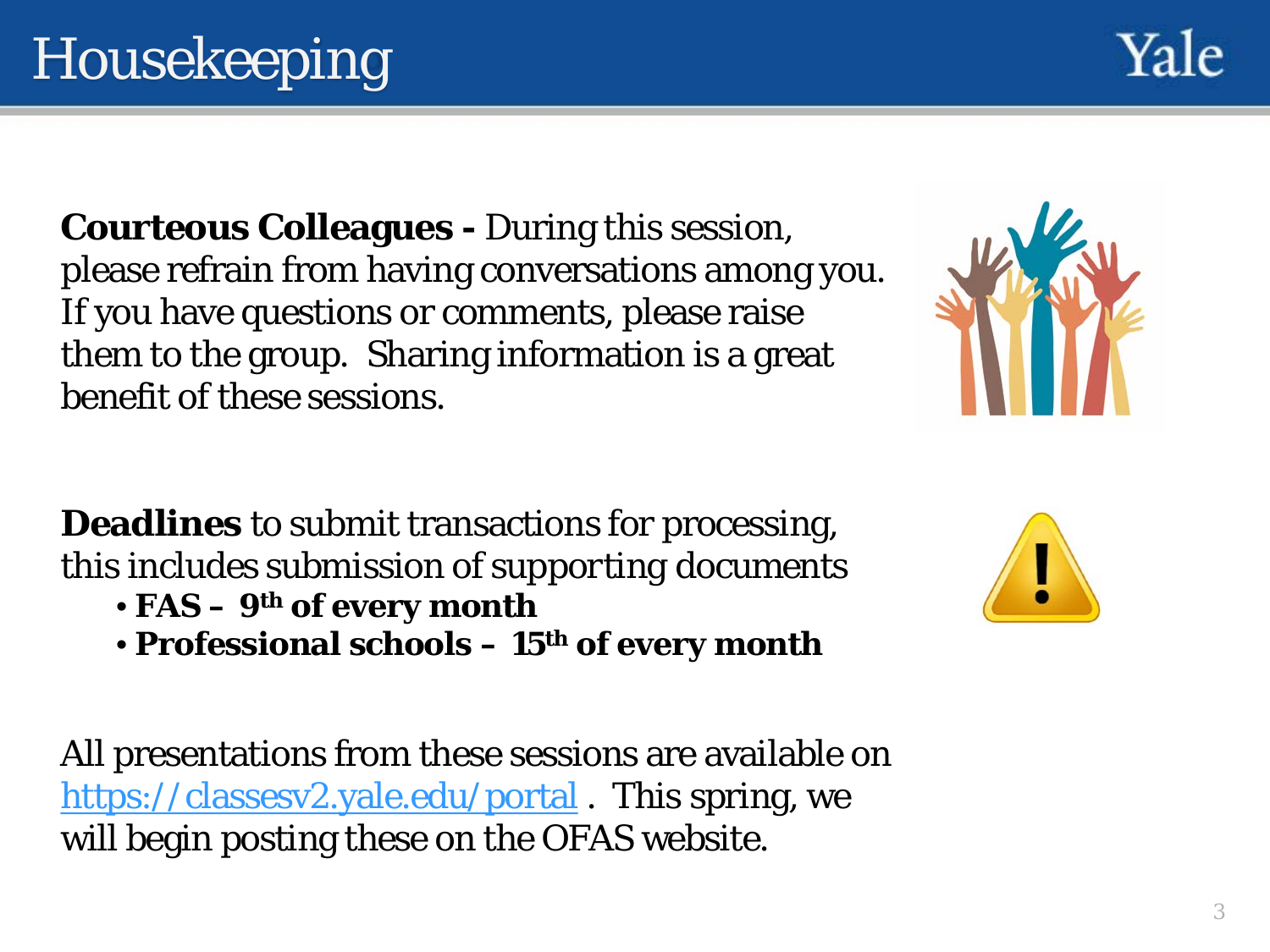# Housekeeping

**Courteous Colleagues -** During this session, please refrain from having conversations among you. If you have questions or comments, please raise them to the group. Sharing information is a great benefit of these sessions.

**Deadlines** to submit transactions for processing, this includes submission of supporting documents

- **FAS – 9th of every month**
- **Professional schools – 15th of every month**

All presentations from these sessions are available on https://classesv2.yale.edu/portal . This spring, we will begin posting these on the OFAS website.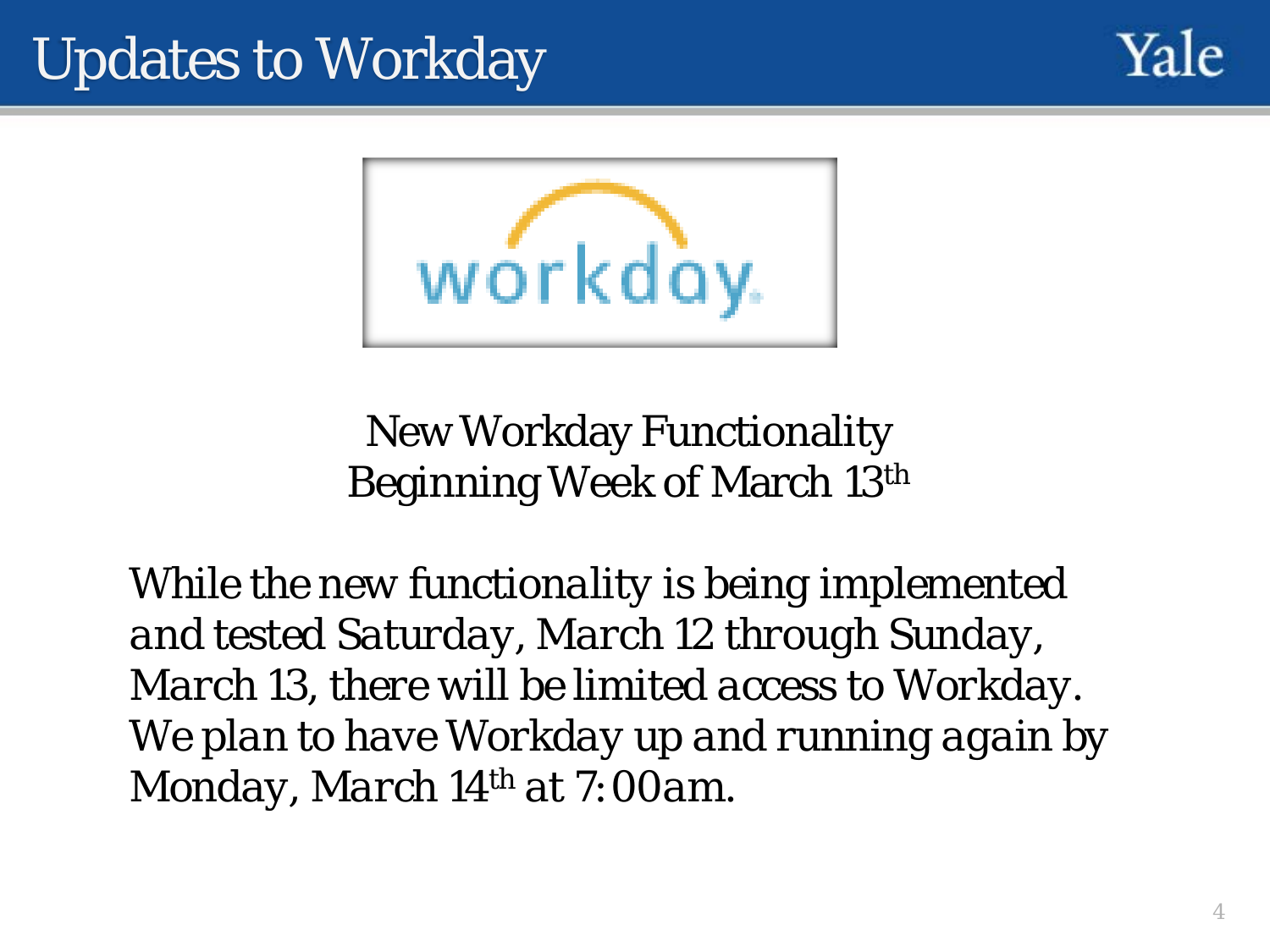# Updates to Workday

New Workday Functionality
Beginning Week of March 13th

*While the new functionality is being implemented and tested Saturday, March 12 through Sunday, March 13, there will be limited access to Workday. We plan to have Workday up and running again by Monday, March 14th at 7:00am.*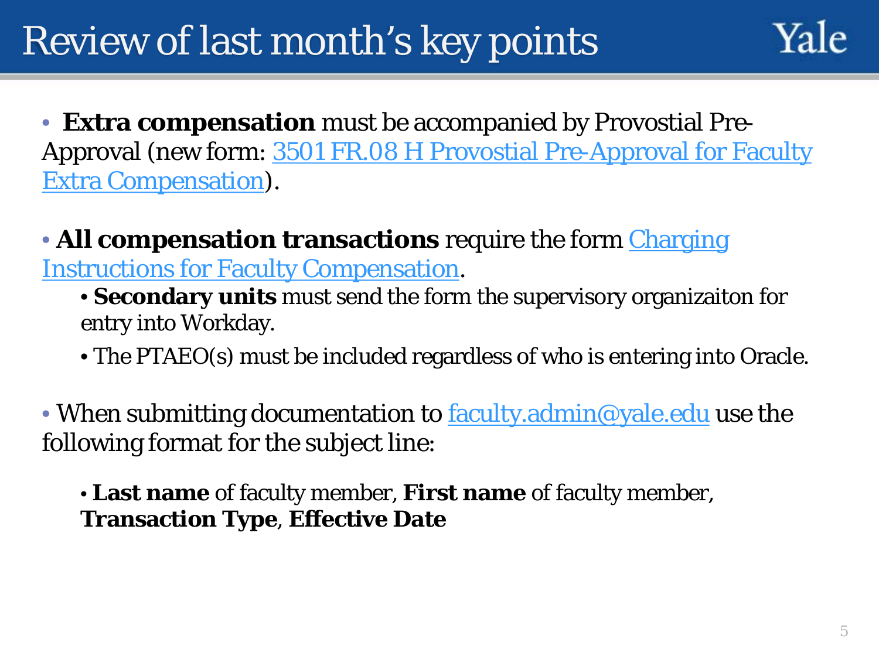# Review of last month's key points

- **Extra compensation** must be accompanied by Provostial Pre-Approval (new form: [3501 FR.08 H Provostial Pre-Approval for Faculty Extra Compensation]).

- **All compensation transactions** require the form [Charging Instructions for Faculty Compensation].
  - **Secondary units** must send the form the supervisory organizaiton for entry into Workday.
  - The PTAEO(s) must be included regardless of who is entering into Oracle.

- When submitting documentation to faculty.admin@yale.edu use the following format for the subject line:
  - **Last name** of faculty member, **First name** of faculty member, **Transaction Type**, **Effective Date**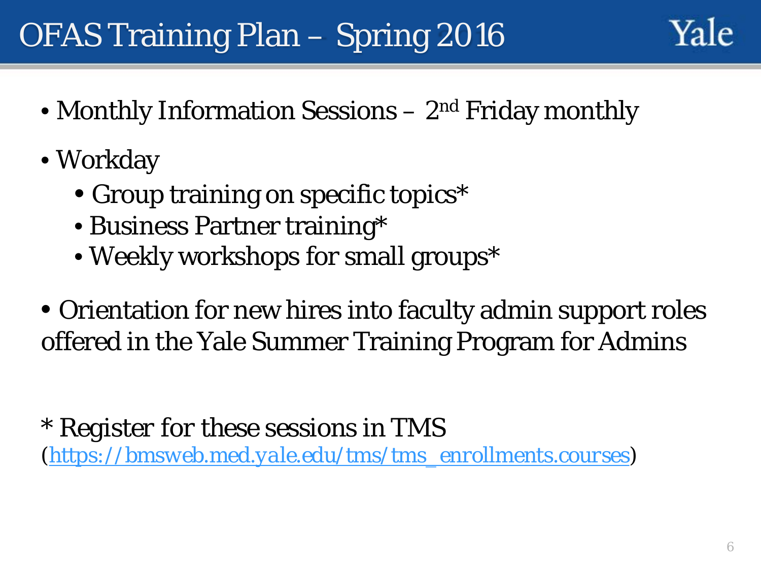# OFAS Training Plan – Spring 2016

- Monthly Information Sessions – 2nd Friday monthly
- Workday
  - Group training on specific topics*
  - Business Partner training*
  - Weekly workshops for small groups*
- Orientation for new hires into faculty admin support roles offered in the Yale Summer Training Program for Admins

* Register for these sessions in TMS
(https://bmsweb.med.yale.edu/tms/tms_enrollments.courses)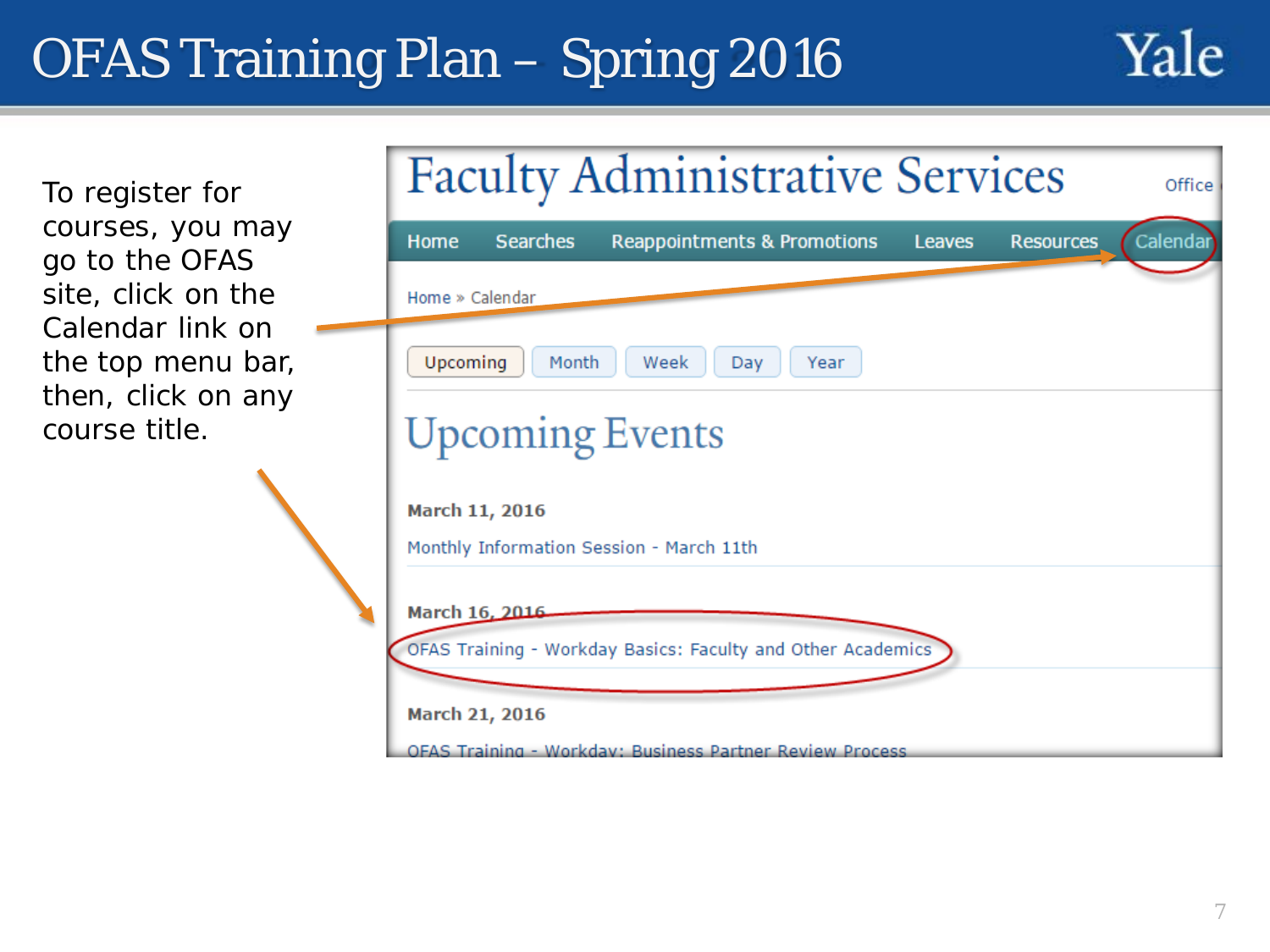# OFAS Training Plan – Spring 2016

To register for courses, you may go to the OFAS site, click on the Calendar link on the top menu bar, then, click on any course title.

Faculty Administrative Services

Home | Searches | Reappointments & Promotions | Leaves | Resources | Calendar

Home » Calendar

Upcoming | Month | Week | Day | Year

## Upcoming Events

**March 11, 2016**

Monthly Information Session - March 11th

**March 16, 2016**

OFAS Training - Workday Basics: Faculty and Other Academics

**March 21, 2016**

OFAS Training - Workday: Business Partner Review Process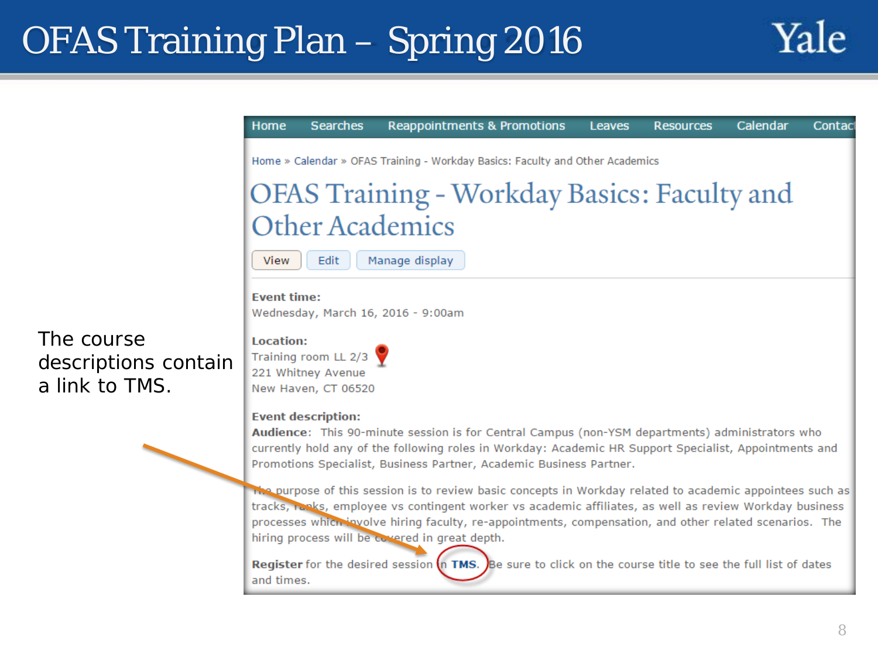# OFAS Training Plan – Spring 2016

The course descriptions contain a link to TMS.

Home | Searches | Reappointments & Promotions | Leaves | Resources | Calendar | Contact

Home » Calendar » OFAS Training - Workday Basics: Faculty and Other Academics

## OFAS Training - Workday Basics: Faculty and Other Academics

View | Edit | Manage display

**Event time:**
Wednesday, March 16, 2016 - 9:00am

**Location:**
Training room LL 2/3
221 Whitney Avenue
New Haven, CT 06520

**Event description:**
**Audience**: This 90-minute session is for Central Campus (non-YSM departments) administrators who currently hold any of the following roles in Workday: Academic HR Support Specialist, Appointments and Promotions Specialist, Business Partner, Academic Business Partner.

The purpose of this session is to review basic concepts in Workday related to academic appointees such as tracks, ranks, employee vs contingent worker vs academic affiliates, as well as review Workday business processes which involve hiring faculty, re-appointments, compensation, and other related scenarios. The hiring process will be covered in great depth.

**Register** for the desired session in **TMS**. Be sure to click on the course title to see the full list of dates and times.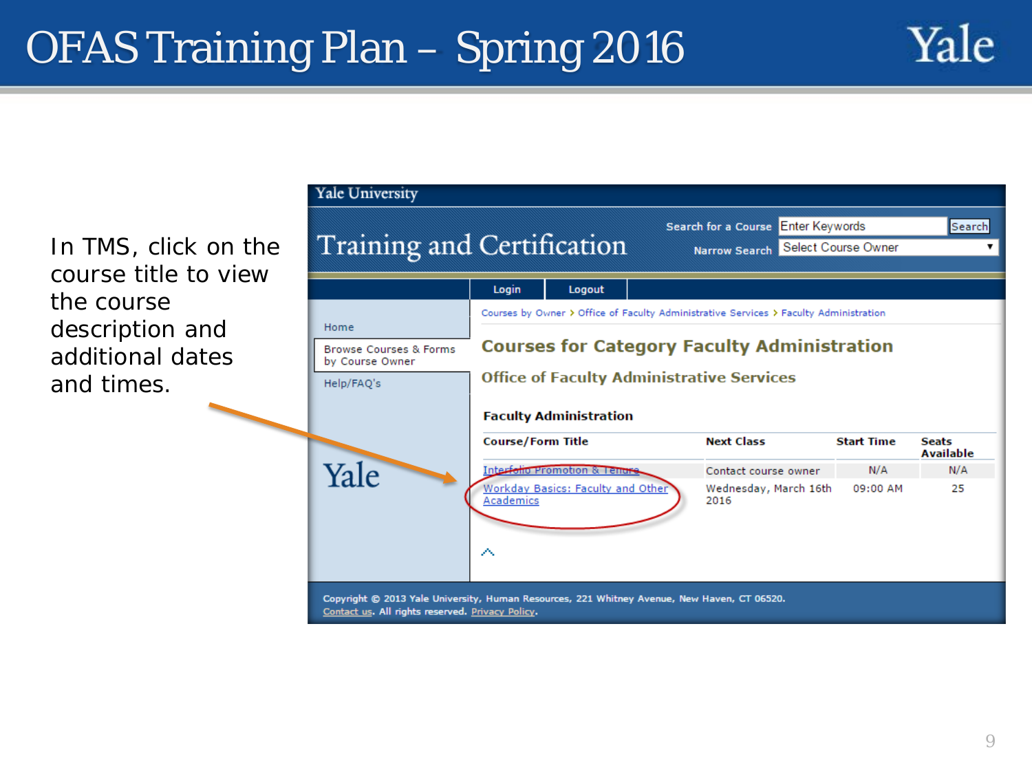# OFAS Training Plan – Spring 2016

In TMS, click on the course title to view the course description and additional dates and times.

Yale University

Training and Certification

Search for a Course: Enter Keywords | Search

Narrow Search: Select Course Owner

Login | Logout

Home

Browse Courses & Forms by Course Owner

Help/FAQ's

Courses by Owner > Office of Faculty Administrative Services > Faculty Administration

## Courses for Category Faculty Administration

### Office of Faculty Administrative Services

**Faculty Administration**

| Course/Form Title | Next Class | Start Time | Seats Available |
|---|---|---|---|
| Interfolio Promotion & Tenure | Contact course owner | N/A | N/A |
| Workday Basics: Faculty and Other Academics | Wednesday, March 16th 2016 | 09:00 AM | 25 |

Copyright © 2013 Yale University, Human Resources, 221 Whitney Avenue, New Haven, CT 06520. Contact us. All rights reserved. Privacy Policy.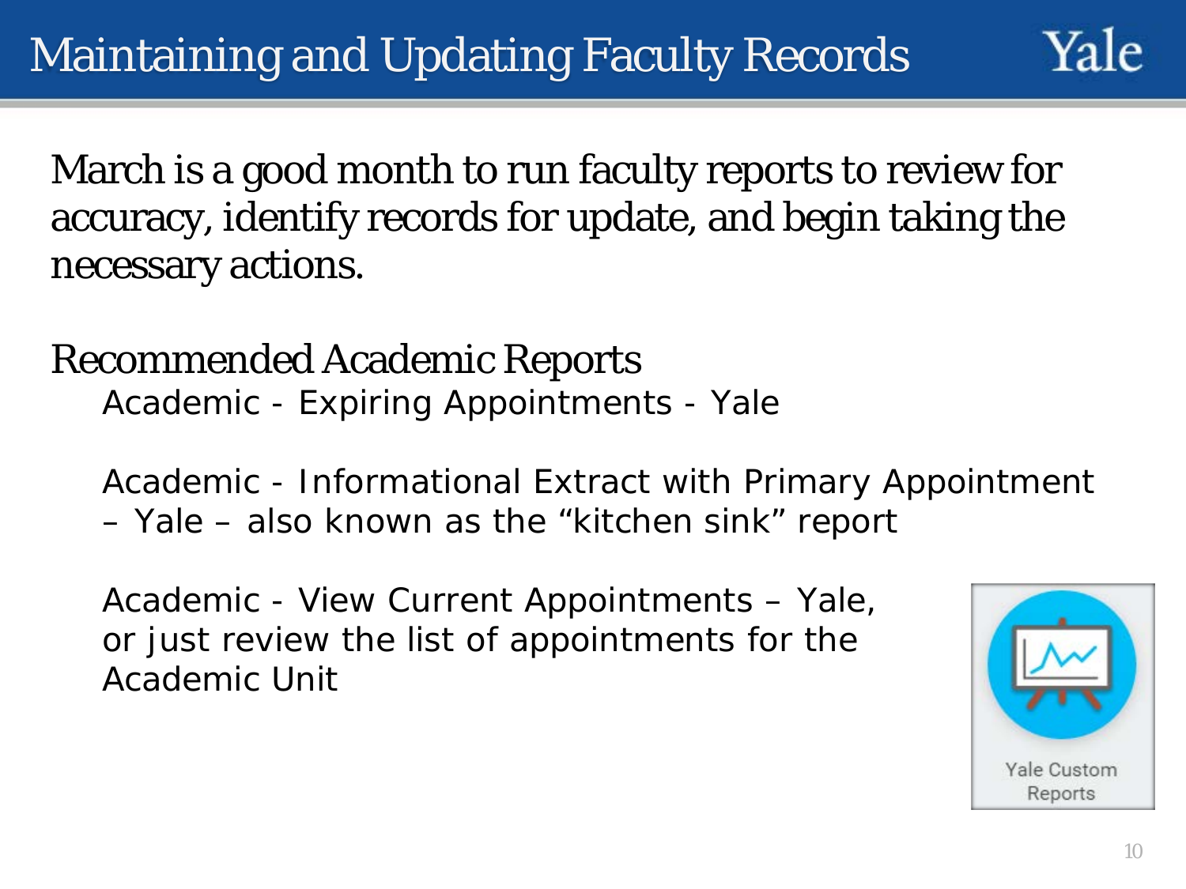# Maintaining and Updating Faculty Records

March is a good month to run faculty reports to review for accuracy, identify records for update, and begin taking the necessary actions.

Recommended Academic Reports

- Academic - Expiring Appointments - Yale
- Academic - Informational Extract with Primary Appointment – Yale – also known as the “kitchen sink” report
- Academic - View Current Appointments – Yale, or just review the list of appointments for the Academic Unit

Yale Custom Reports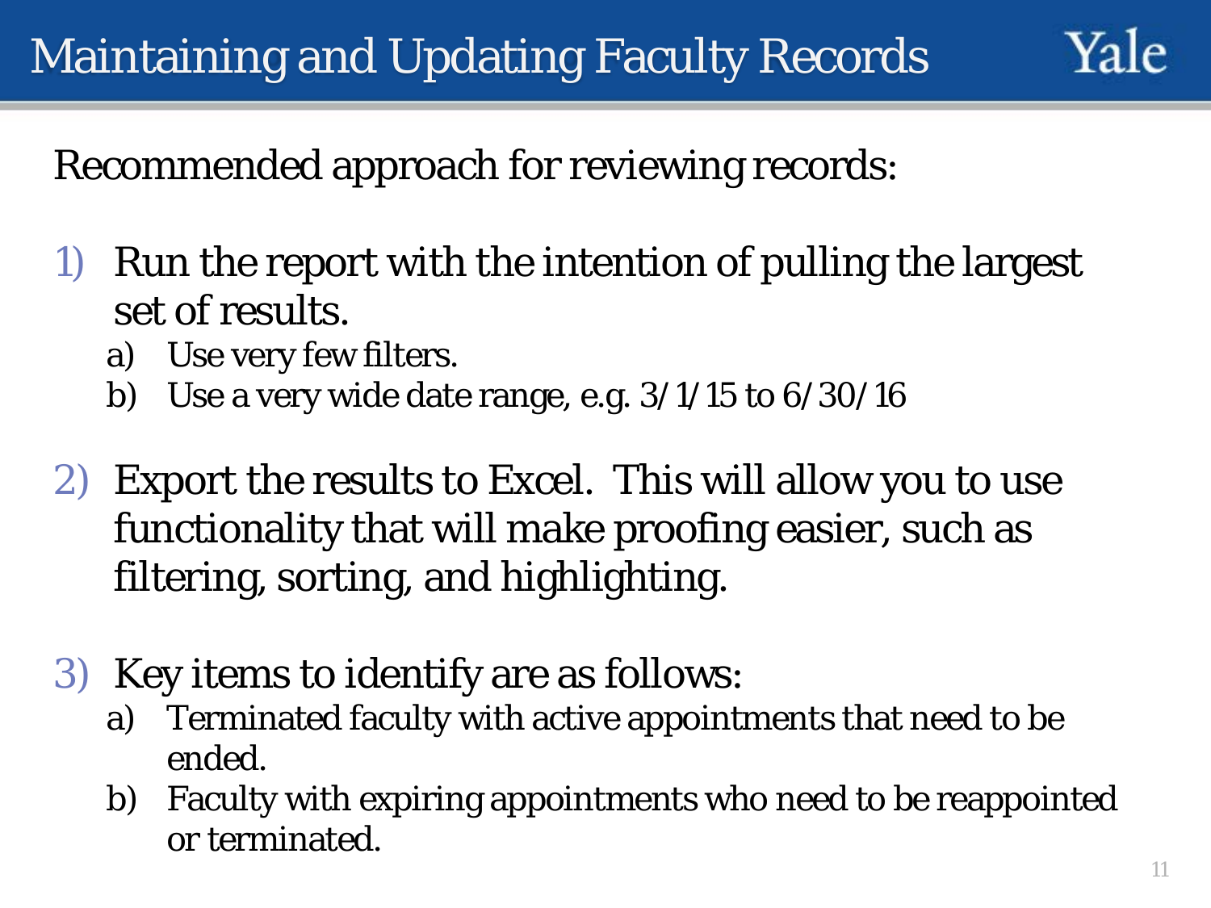# Maintaining and Updating Faculty Records

Recommended approach for reviewing records:

1) Run the report with the intention of pulling the largest set of results.
   a) Use very few filters.
   b) Use a very wide date range, e.g. 3/1/15 to 6/30/16

2) Export the results to Excel. This will allow you to use functionality that will make proofing easier, such as filtering, sorting, and highlighting.

3) Key items to identify are as follows:
   a) Terminated faculty with active appointments that need to be ended.
   b) Faculty with expiring appointments who need to be reappointed or terminated.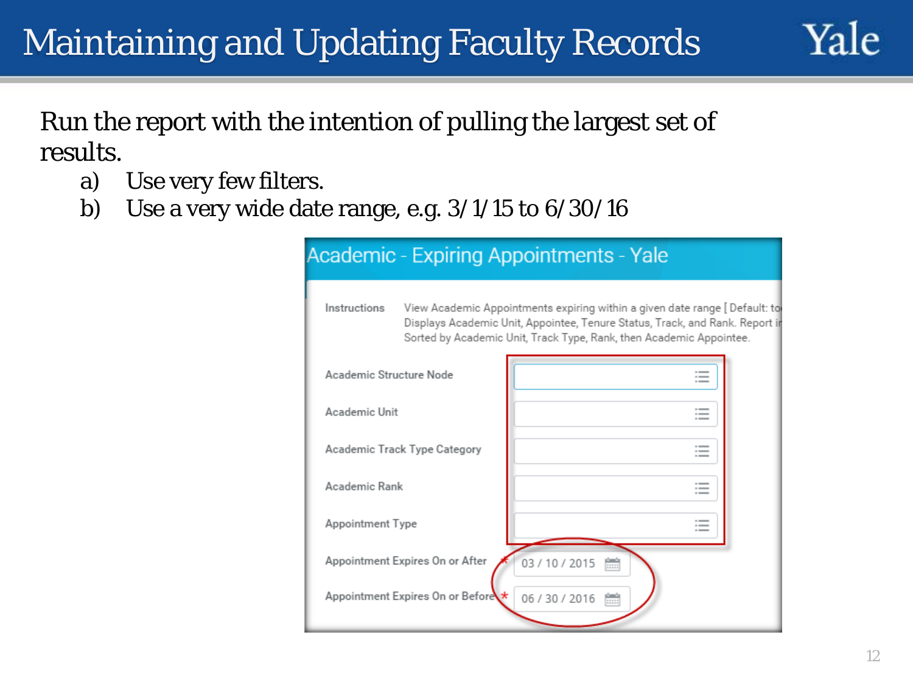# Maintaining and Updating Faculty Records

Run the report with the intention of pulling the largest set of results.

a) Use very few filters.
b) Use a very wide date range, e.g. 3/1/15 to 6/30/16

**Academic - Expiring Appointments - Yale**

Instructions: View Academic Appointments expiring within a given date range [ Default: to Displays Academic Unit, Appointee, Tenure Status, Track, and Rank. Report i Sorted by Academic Unit, Track Type, Rank, then Academic Appointee.

| Field | Value |
| --- | --- |
| Academic Structure Node | |
| Academic Unit | |
| Academic Track Type Category | |
| Academic Rank | |
| Appointment Type | |
| Appointment Expires On or After * | 03 / 10 / 2015 |
| Appointment Expires On or Before * | 06 / 30 / 2016 |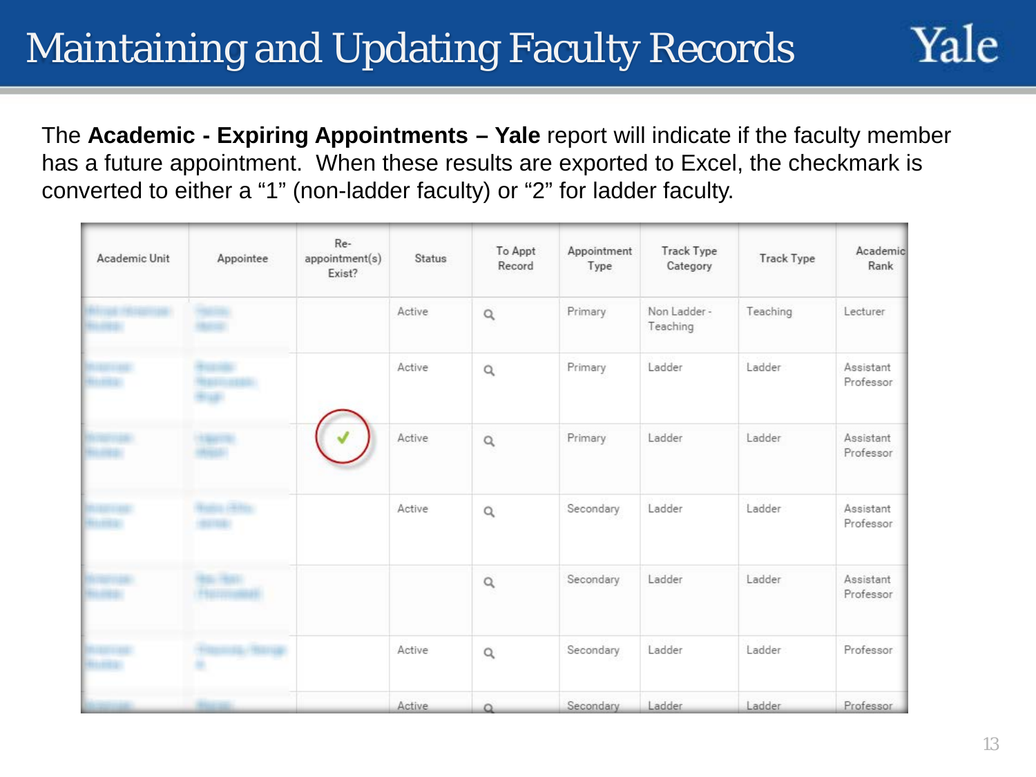# Maintaining and Updating Faculty Records

The **Academic - Expiring Appointments – Yale** report will indicate if the faculty member has a future appointment. When these results are exported to Excel, the checkmark is converted to either a "1" (non-ladder faculty) or "2" for ladder faculty.

| Academic Unit | Appointee | Re-appointment(s) Exist? | Status | To Appt Record | Appointment Type | Track Type Category | Track Type | Academic Rank |
|---|---|---|---|---|---|---|---|---|
| | | | Active | | Primary | Non Ladder - Teaching | Teaching | Lecturer |
| | | | Active | | Primary | Ladder | Ladder | Assistant Professor |
| | | ✔ | Active | | Primary | Ladder | Ladder | Assistant Professor |
| | | | Active | | Secondary | Ladder | Ladder | Assistant Professor |
| | | | | | Secondary | Ladder | Ladder | Assistant Professor |
| | | | Active | | Secondary | Ladder | Ladder | Professor |
| | | | Active | | Secondary | Ladder | Ladder | Professor |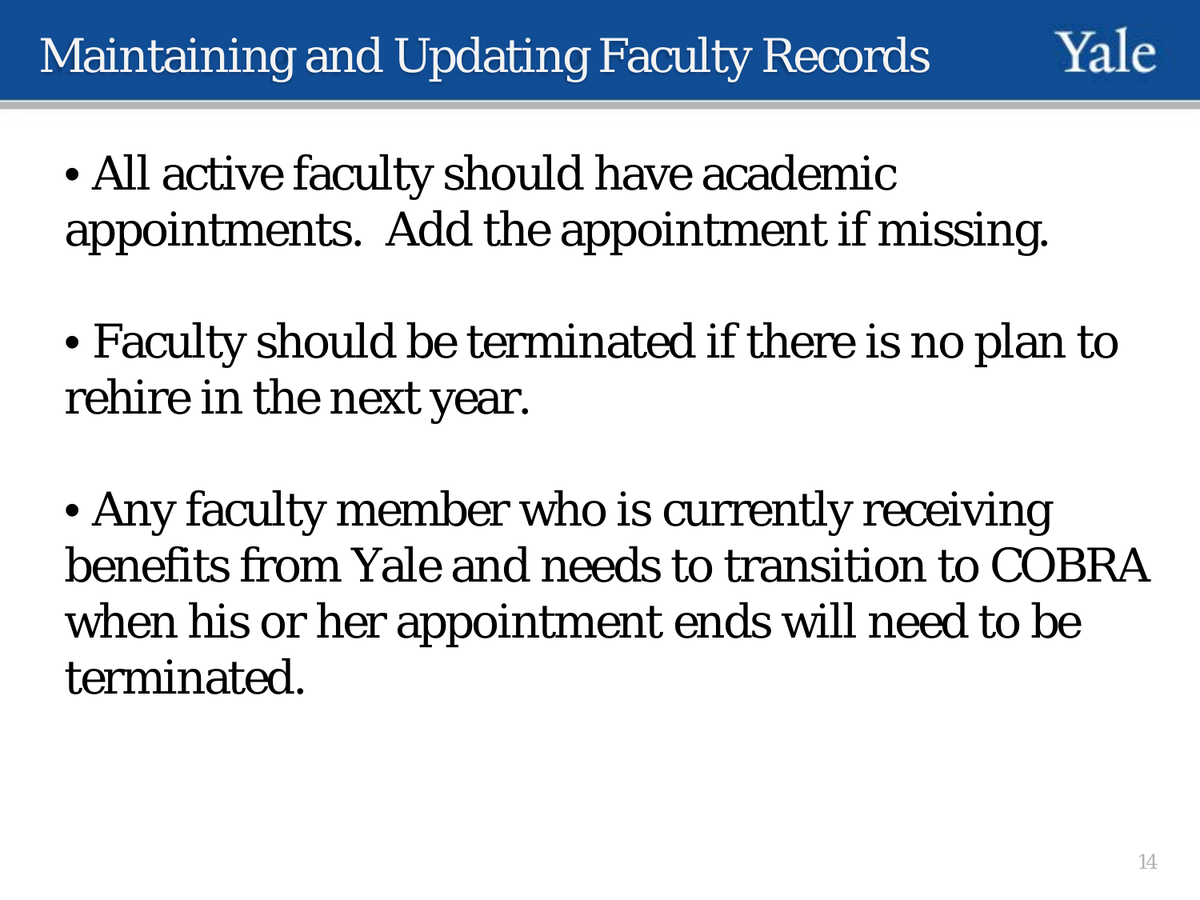# Maintaining and Updating Faculty Records

Yale

- All active faculty should have academic appointments.  Add the appointment if missing.

- Faculty should be terminated if there is no plan to rehire in the next year.

- Any faculty member who is currently receiving benefits from Yale and needs to transition to COBRA when his or her appointment ends will need to be terminated.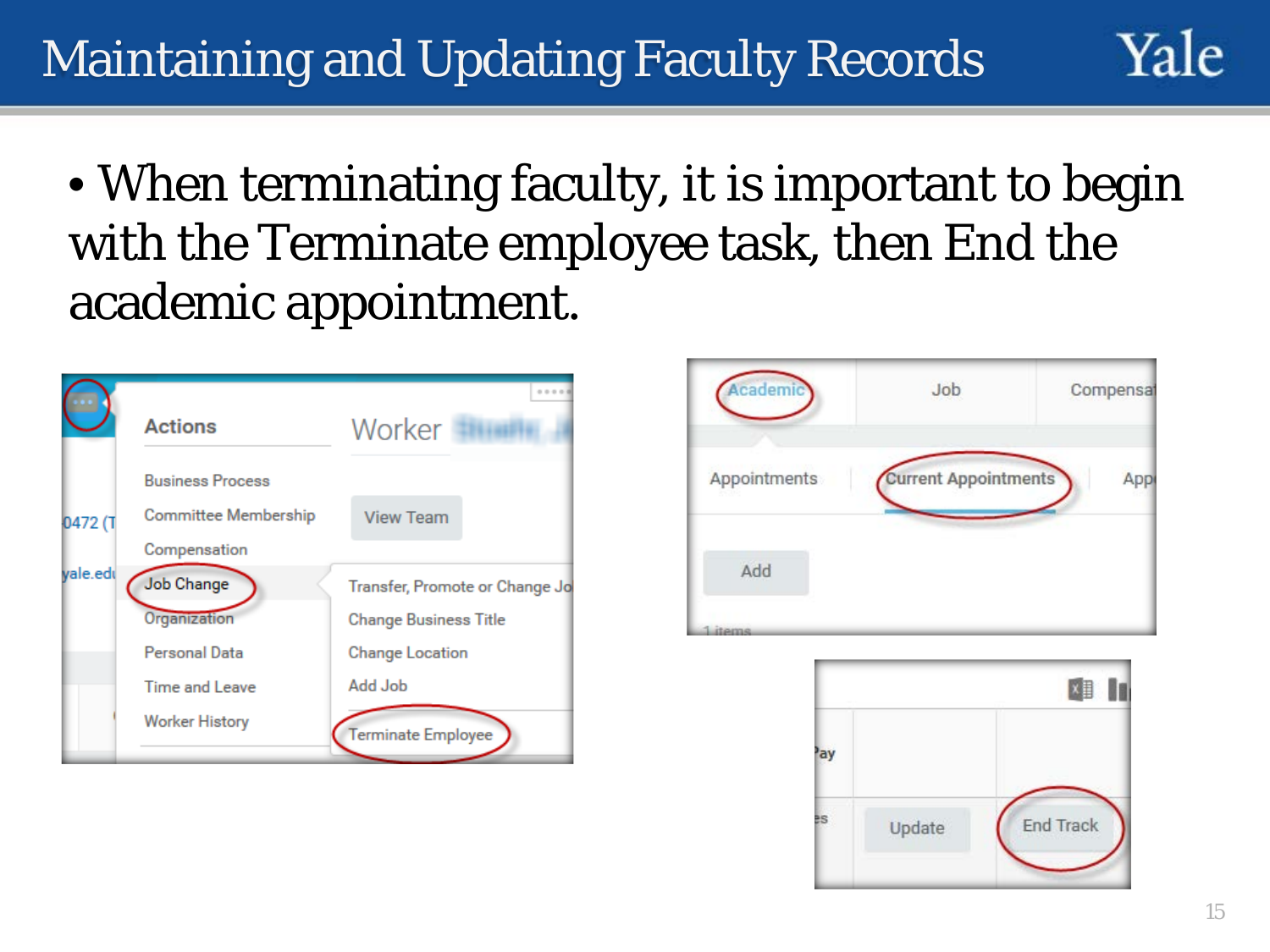# Maintaining and Updating Faculty Records

- When terminating faculty, it is important to begin with the Terminate employee task, then End the academic appointment.

Actions

Business Process
Committee Membership
Compensation
Job Change
Organization
Personal Data
Time and Leave
Worker History

Worker

View Team

Transfer, Promote or Change Jo
Change Business Title
Change Location
Add Job
Terminate Employee

Academic | Job | Compensat

Appointments | Current Appointments | App

Add

Update | End Track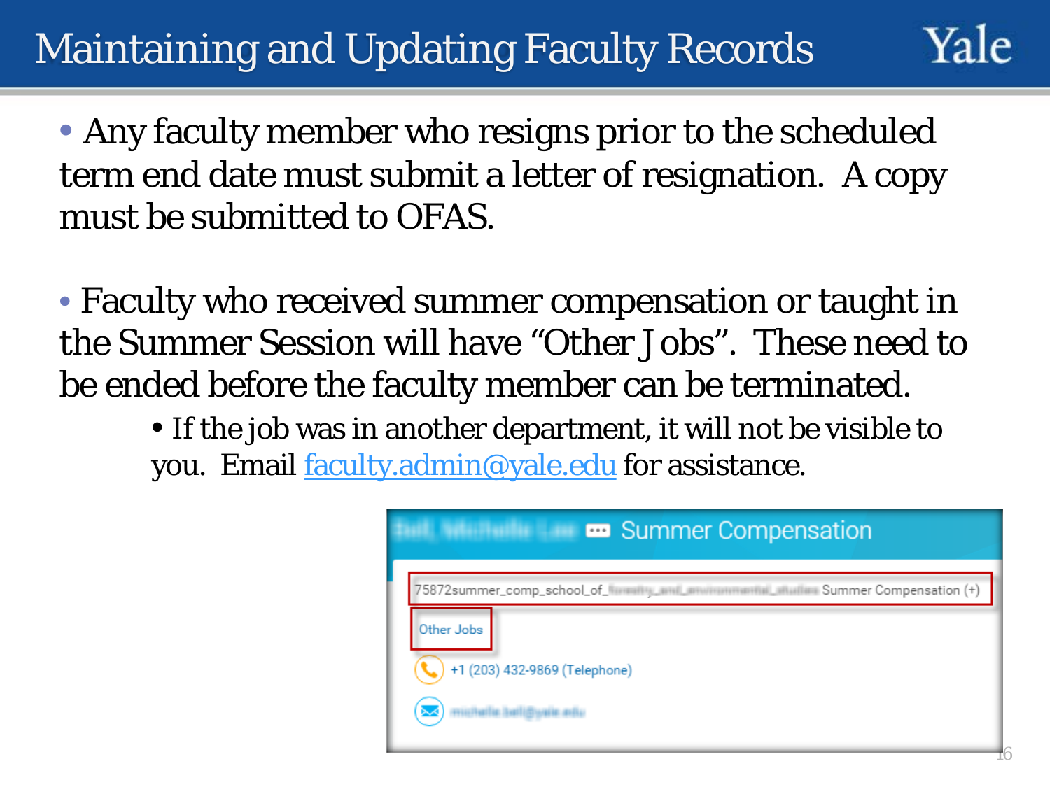# Maintaining and Updating Faculty Records

- Any faculty member who resigns prior to the scheduled term end date must submit a letter of resignation. A copy must be submitted to OFAS.

- Faculty who received summer compensation or taught in the Summer Session will have "Other Jobs". These need to be ended before the faculty member can be terminated.
  - If the job was in another department, it will not be visible to you. Email faculty.admin@yale.edu for assistance.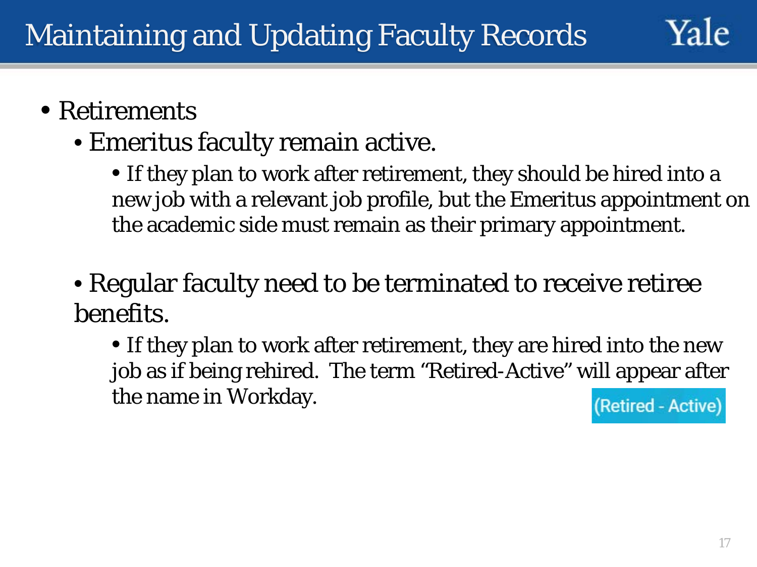# Maintaining and Updating Faculty Records

- Retirements
  - Emeritus faculty remain active.
    - If they plan to work after retirement, they should be hired into a new job with a relevant job profile, but the Emeritus appointment on the academic side must remain as their primary appointment.
  - Regular faculty need to be terminated to receive retiree benefits.
    - If they plan to work after retirement, they are hired into the new job as if being rehired. The term "Retired-Active" will appear after the name in Workday.

(Retired - Active)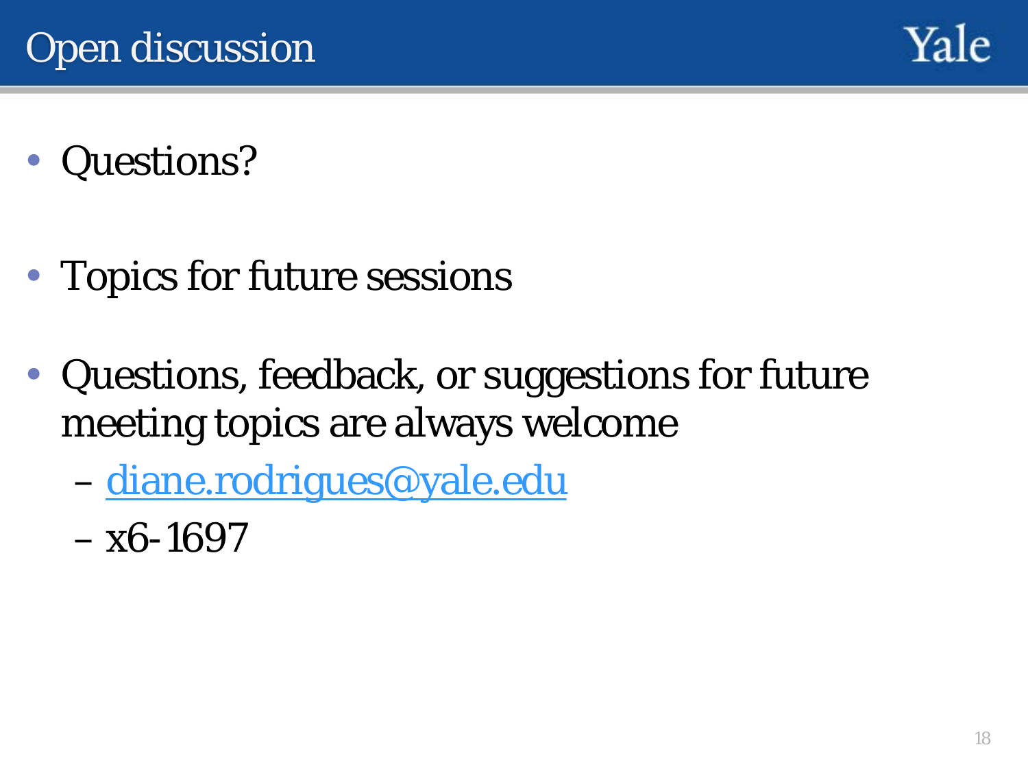# Open discussion

- Questions?

- Topics for future sessions

- Questions, feedback, or suggestions for future meeting topics are always welcome
  - diane.rodrigues@yale.edu
  - x6-1697